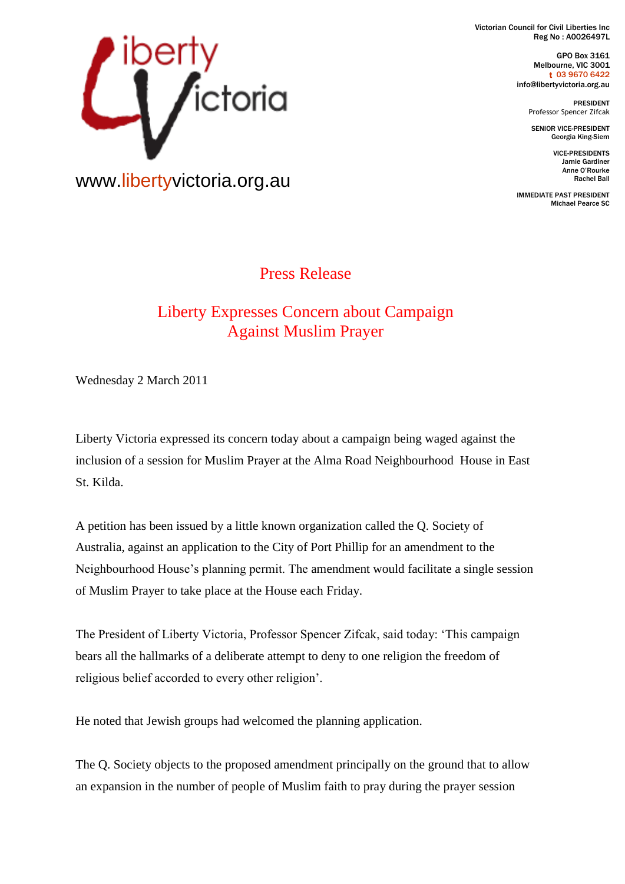Victorian Council for Civil Liberties Inc
Reg No : A0026497L

GPO Box 3161
Melbourne, VIC 3001
t 03 9670 6422
info@libertyvictoria.org.au

PRESIDENT
Professor Spencer Zifcak

SENIOR VICE-PRESIDENT
Georgia King-Siem

VICE-PRESIDENTS
Jamie Gardiner
Anne O'Rourke
Rachel Ball

IMMEDIATE PAST PRESIDENT
Michael Pearce SC

www.libertyvictoria.org.au

# Press Release

## Liberty Expresses Concern about Campaign Against Muslim Prayer

Wednesday 2 March 2011

Liberty Victoria expressed its concern today about a campaign being waged against the inclusion of a session for Muslim Prayer at the Alma Road Neighbourhood House in East St. Kilda.

A petition has been issued by a little known organization called the Q. Society of Australia, against an application to the City of Port Phillip for an amendment to the Neighbourhood House's planning permit. The amendment would facilitate a single session of Muslim Prayer to take place at the House each Friday.

The President of Liberty Victoria, Professor Spencer Zifcak, said today: 'This campaign bears all the hallmarks of a deliberate attempt to deny to one religion the freedom of religious belief accorded to every other religion'.

He noted that Jewish groups had welcomed the planning application.

The Q. Society objects to the proposed amendment principally on the ground that to allow an expansion in the number of people of Muslim faith to pray during the prayer session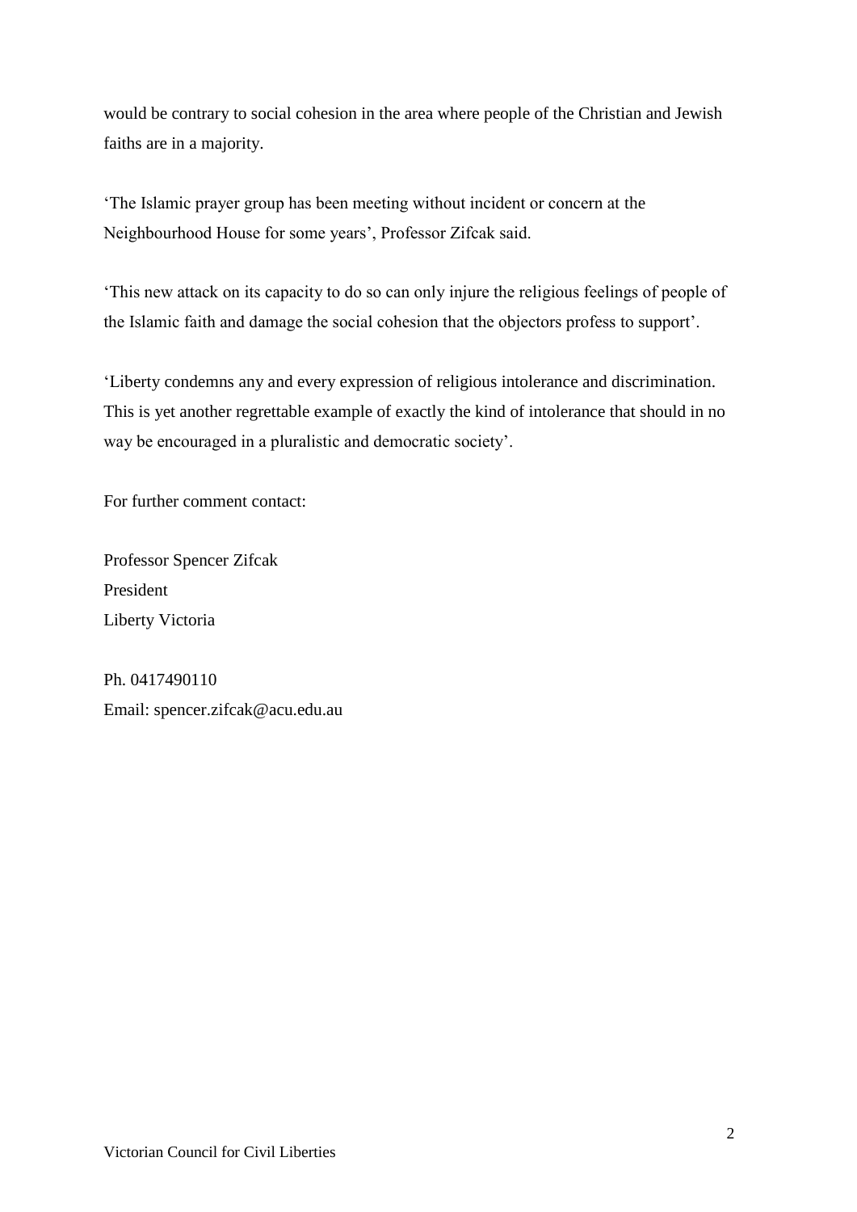would be contrary to social cohesion in the area where people of the Christian and Jewish faiths are in a majority.

'The Islamic prayer group has been meeting without incident or concern at the Neighbourhood House for some years', Professor Zifcak said.

'This new attack on its capacity to do so can only injure the religious feelings of people of the Islamic faith and damage the social cohesion that the objectors profess to support'.

'Liberty condemns any and every expression of religious intolerance and discrimination. This is yet another regrettable example of exactly the kind of intolerance that should in no way be encouraged in a pluralistic and democratic society'.

For further comment contact:

Professor Spencer Zifcak
President
Liberty Victoria

Ph. 0417490110
Email: spencer.zifcak@acu.edu.au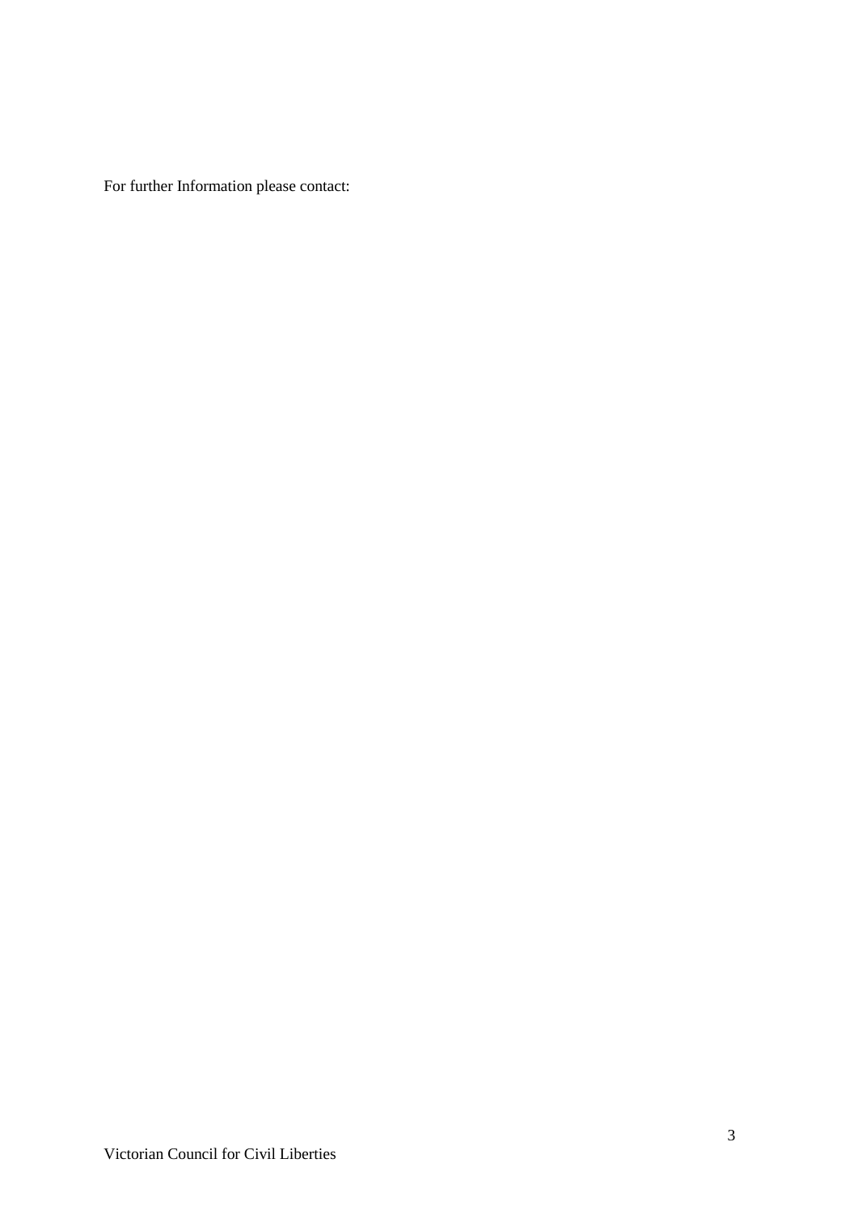For further Information please contact: